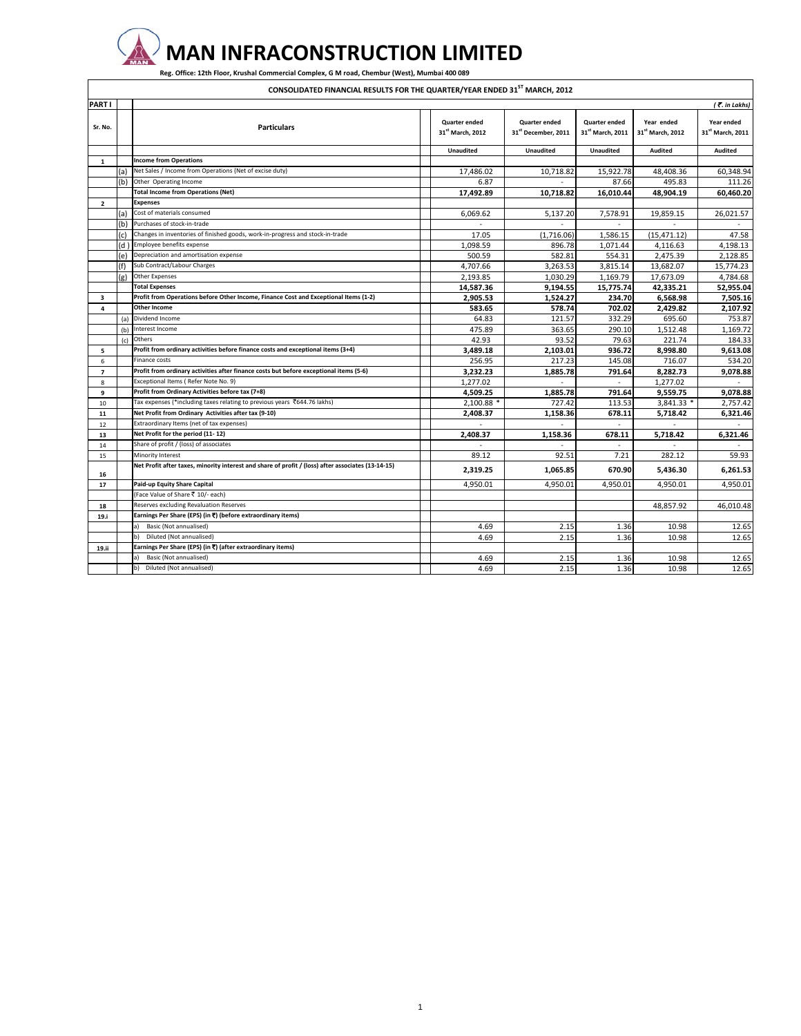# MAN INFRACONSTRUCTION LIMITED

**Reg. Office: 12th Floor, Krushal Commercial Complex, G M road, Chembur (West), Mumbai 400 089**

**CONSOLIDATED FINANCIAL RESULTS FOR THE QUARTER/YEAR ENDED 31ST MARCH, 2012**

| PART I | | | | | | | *(₹. in Lakhs)* |
|---|---|---|---|---|---|---|---|
| **Sr. No.** | | **Particulars** | **Quarter ended 31st March, 2012** | **Quarter ended 31st December, 2011** | **Quarter ended 31st March, 2011** | **Year ended 31st March, 2012** | **Year ended 31st March, 2011** |
| | | | **Unaudited** | **Unaudited** | **Unaudited** | **Audited** | **Audited** |
| **1** | | **Income from Operations** | | | | | |
| | (a) | Net Sales / Income from Operations (Net of excise duty) | 17,486.02 | 10,718.82 | 15,922.78 | 48,408.36 | 60,348.94 |
| | (b) | Other Operating Income | 6.87 | - | 87.66 | 495.83 | 111.26 |
| | | **Total Income from Operations (Net)** | **17,492.89** | **10,718.82** | **16,010.44** | **48,904.19** | **60,460.20** |
| **2** | | **Expenses** | | | | | |
| | (a) | Cost of materials consumed | 6,069.62 | 5,137.20 | 7,578.91 | 19,859.15 | 26,021.57 |
| | (b) | Purchases of stock-in-trade | - | - | - | - | - |
| | (c) | Changes in inventories of finished goods, work-in-progress and stock-in-trade | 17.05 | (1,716.06) | 1,586.15 | (15,471.12) | 47.58 |
| | (d) | Employee benefits expense | 1,098.59 | 896.78 | 1,071.44 | 4,116.63 | 4,198.13 |
| | (e) | Depreciation and amortisation expense | 500.59 | 582.81 | 554.31 | 2,475.39 | 2,128.85 |
| | (f) | Sub Contract/Labour Charges | 4,707.66 | 3,263.53 | 3,815.14 | 13,682.07 | 15,774.23 |
| | (g) | Other Expenses | 2,193.85 | 1,030.29 | 1,169.79 | 17,673.09 | 4,784.68 |
| | | **Total Expenses** | **14,587.36** | **9,194.55** | **15,775.74** | **42,335.21** | **52,955.04** |
| **3** | | **Profit from Operations before Other Income, Finance Cost and Exceptional Items (1-2)** | **2,905.53** | **1,524.27** | **234.70** | **6,568.98** | **7,505.16** |
| **4** | | **Other Income** | **583.65** | **578.74** | **702.02** | **2,429.82** | **2,107.92** |
| | (a) | Dividend Income | 64.83 | 121.57 | 332.29 | 695.60 | 753.87 |
| | (b) | Interest Income | 475.89 | 363.65 | 290.10 | 1,512.48 | 1,169.72 |
| | (c) | Others | 42.93 | 93.52 | 79.63 | 221.74 | 184.33 |
| **5** | | **Profit from ordinary activities before finance costs and exceptional items (3+4)** | **3,489.18** | **2,103.01** | **936.72** | **8,998.80** | **9,613.08** |
| 6 | | Finance costs | 256.95 | 217.23 | 145.08 | 716.07 | 534.20 |
| **7** | | **Profit from ordinary activities after finance costs but before exceptional items (5-6)** | **3,232.23** | **1,885.78** | **791.64** | **8,282.73** | **9,078.88** |
| 8 | | Exceptional Items ( Refer Note No. 9) | 1,277.02 | - | - | 1,277.02 | - |
| **9** | | **Profit from Ordinary Activities before tax (7+8)** | **4,509.25** | **1,885.78** | **791.64** | **9,559.75** | **9,078.88** |
| 10 | | Tax expenses (*including taxes relating to previous years ₹644.76 lakhs) | 2,100.88 * | 727.42 | 113.53 | 3,841.33 * | 2,757.42 |
| **11** | | **Net Profit from Ordinary Activities after tax (9-10)** | **2,408.37** | **1,158.36** | **678.11** | **5,718.42** | **6,321.46** |
| 12 | | Extraordinary Items (net of tax expenses) | - | - | - | - | - |
| **13** | | **Net Profit for the period (11- 12)** | **2,408.37** | **1,158.36** | **678.11** | **5,718.42** | **6,321.46** |
| 14 | | Share of profit / (loss) of associates | - | - | - | - | - |
| 15 | | Minority Interest | 89.12 | 92.51 | 7.21 | 282.12 | 59.93 |
| **16** | | **Net Profit after taxes, minority interest and share of profit / (loss) after associates (13-14-15)** | **2,319.25** | **1,065.85** | **670.90** | **5,436.30** | **6,261.53** |
| **17** | | **Paid-up Equity Share Capital** | 4,950.01 | 4,950.01 | 4,950.01 | 4,950.01 | 4,950.01 |
| | | (Face Value of Share ₹ 10/- each) | | | | | |
| **18** | | Reserves excluding Revaluation Reserves | | | | 48,857.92 | 46,010.48 |
| **19.i** | | **Earnings Per Share (EPS) (in ₹) (before extraordinary items)** | | | | | |
| | | a) Basic (Not annualised) | 4.69 | 2.15 | 1.36 | 10.98 | 12.65 |
| | | b) Diluted (Not annualised) | 4.69 | 2.15 | 1.36 | 10.98 | 12.65 |
| **19.ii** | | **Earnings Per Share (EPS) (in ₹) (after extraordinary items)** | | | | | |
| | | a) Basic (Not annualised) | 4.69 | 2.15 | 1.36 | 10.98 | 12.65 |
| | | b) Diluted (Not annualised) | 4.69 | 2.15 | 1.36 | 10.98 | 12.65 |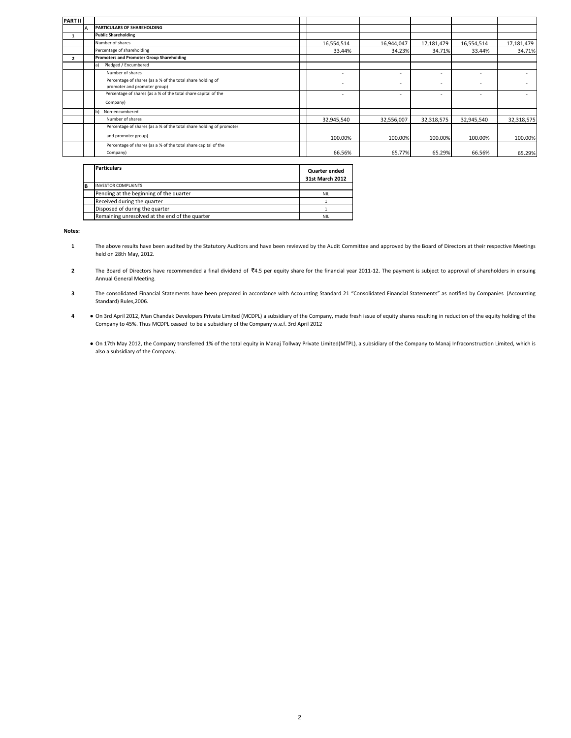| PART II | | | | | | | | |
|---|---|---|---|---|---|---|---|---|
| | A | PARTICULARS OF SHAREHOLDING | | | | | | |
| 1 | | **Public Shareholding** | | | | | | |
| | | Number of shares | | 16,554,514 | 16,944,047 | 17,181,479 | 16,554,514 | 17,181,479 |
| | | Percentage of shareholding | | 33.44% | 34.23% | 34.71% | 33.44% | 34.71% |
| 2 | | **Promoters and Promoter Group Shareholding** | | | | | | |
| | | a) Pledged / Encumbered | | | | | | |
| | | Number of shares | | - | - | - | - | - |
| | | Percentage of shares (as a % of the total share holding of promoter and promoter group) | | - | - | - | - | - |
| | | Percentage of shares (as a % of the total share capital of the Company) | | - | - | - | - | - |
| | | b) Non-encumbered | | | | | | |
| | | Number of shares | | 32,945,540 | 32,556,007 | 32,318,575 | 32,945,540 | 32,318,575 |
| | | Percentage of shares (as a % of the total share holding of promoter and promoter group) | | 100.00% | 100.00% | 100.00% | 100.00% | 100.00% |
| | | Percentage of shares (as a % of the total share capital of the Company) | | 66.56% | 65.77% | 65.29% | 66.56% | 65.29% |

| | Particulars | Quarter ended 31st March 2012 |
|---|---|---|
| B | INVESTOR COMPLAINTS | |
| | Pending at the beginning of the quarter | NIL |
| | Received during the quarter | 1 |
| | Disposed of during the quarter | 1 |
| | Remaining unresolved at the end of the quarter | NIL |

**Notes:**

1. The above results have been audited by the Statutory Auditors and have been reviewed by the Audit Committee and approved by the Board of Directors at their respective Meetings held on 28th May, 2012.

2. The Board of Directors have recommended a final dividend of ₹4.5 per equity share for the financial year 2011-12. The payment is subject to approval of shareholders in ensuing Annual General Meeting.

3. The consolidated Financial Statements have been prepared in accordance with Accounting Standard 21 "Consolidated Financial Statements" as notified by Companies (Accounting Standard) Rules,2006.

4. 
   - On 3rd April 2012, Man Chandak Developers Private Limited (MCDPL) a subsidiary of the Company, made fresh issue of equity shares resulting in reduction of the equity holding of the Company to 45%. Thus MCDPL ceased to be a subsidiary of the Company w.e.f. 3rd April 2012

   - On 17th May 2012, the Company transferred 1% of the total equity in Manaj Tollway Private Limited(MTPL), a subsidiary of the Company to Manaj Infraconstruction Limited, which is also a subsidiary of the Company.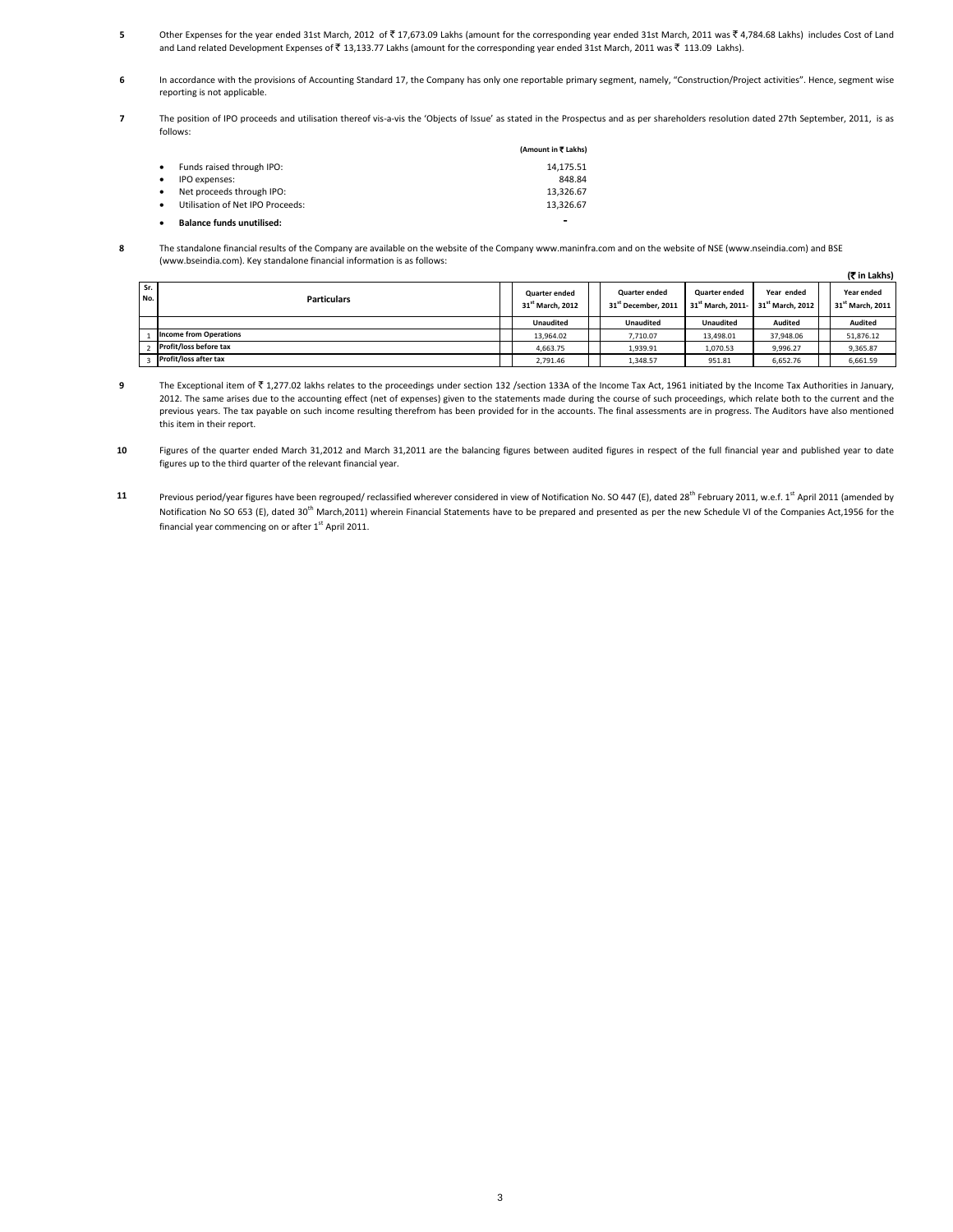5 Other Expenses for the year ended 31st March, 2012 of ₹ 17,673.09 Lakhs (amount for the corresponding year ended 31st March, 2011 was ₹ 4,784.68 Lakhs) includes Cost of Land and Land related Development Expenses of ₹ 13,133.77 Lakhs (amount for the corresponding year ended 31st March, 2011 was ₹ 113.09 Lakhs).

6 In accordance with the provisions of Accounting Standard 17, the Company has only one reportable primary segment, namely, "Construction/Project activities". Hence, segment wise reporting is not applicable.

7 The position of IPO proceeds and utilisation thereof vis-a-vis the 'Objects of Issue' as stated in the Prospectus and as per shareholders resolution dated 27th September, 2011, is as follows:

| | (Amount in ₹ Lakhs) |
|---|---|
| • Funds raised through IPO: | 14,175.51 |
| • IPO expenses: | 848.84 |
| • Net proceeds through IPO: | 13,326.67 |
| • Utilisation of Net IPO Proceeds: | 13,326.67 |
| • **Balance funds unutilised:** | - |

8 The standalone financial results of the Company are available on the website of the Company www.maninfra.com and on the website of NSE (www.nseindia.com) and BSE (www.bseindia.com). Key standalone financial information is as follows:

**(₹ in Lakhs)**

| Sr. No. | Particulars | Quarter ended 31st March, 2012 | Quarter ended 31st December, 2011 | Quarter ended 31st March, 2011- | Year ended 31st March, 2012 | Year ended 31st March, 2011 |
|---|---|---|---|---|---|---|
| | | Unaudited | Unaudited | Unaudited | Audited | Audited |
| 1 | Income from Operations | 13,964.02 | 7,710.07 | 13,498.01 | 37,948.06 | 51,876.12 |
| 2 | Profit/loss before tax | 4,663.75 | 1,939.91 | 1,070.53 | 9,996.27 | 9,365.87 |
| 3 | Profit/loss after tax | 2,791.46 | 1,348.57 | 951.81 | 6,652.76 | 6,661.59 |

9 The Exceptional item of ₹ 1,277.02 lakhs relates to the proceedings under section 132 /section 133A of the Income Tax Act, 1961 initiated by the Income Tax Authorities in January, 2012. The same arises due to the accounting effect (net of expenses) given to the statements made during the course of such proceedings, which relate both to the current and the previous years. The tax payable on such income resulting therefrom has been provided for in the accounts. The final assessments are in progress. The Auditors have also mentioned this item in their report.

10 Figures of the quarter ended March 31,2012 and March 31,2011 are the balancing figures between audited figures in respect of the full financial year and published year to date figures up to the third quarter of the relevant financial year.

11 Previous period/year figures have been regrouped/ reclassified wherever considered in view of Notification No. SO 447 (E), dated 28th February 2011, w.e.f. 1st April 2011 (amended by Notification No SO 653 (E), dated 30th March,2011) wherein Financial Statements have to be prepared and presented as per the new Schedule VI of the Companies Act,1956 for the financial year commencing on or after 1st April 2011.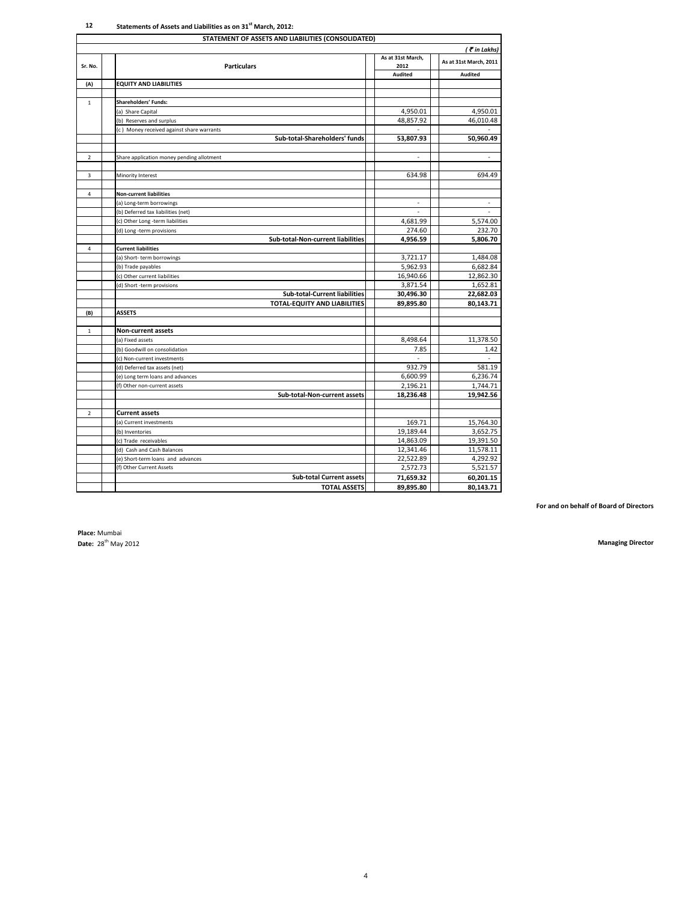**12 Statements of Assets and Liabilities as on 31[st] March, 2012:**

| Sr. No. | Particulars | As at 31st March, 2012 | As at 31st March, 2011 |
|---|---|---|---|
| | **STATEMENT OF ASSETS AND LIABILITIES (CONSOLIDATED)** | | *(₹ in Lakhs)* |
| | | Audited | Audited |
| (A) | **EQUITY AND LIABILITIES** | | |
| 1 | **Shareholders' Funds:** | | |
| | (a) Share Capital | 4,950.01 | 4,950.01 |
| | (b) Reserves and surplus | 48,857.92 | 46,010.48 |
| | (c) Money received against share warrants | - | - |
| | **Sub-total-Shareholders' funds** | **53,807.93** | **50,960.49** |
| 2 | Share application money pending allotment | - | - |
| 3 | Minority Interest | 634.98 | 694.49 |
| 4 | **Non-current liabilities** | | |
| | (a) Long-term borrowings | - | - |
| | (b) Deferred tax liabilities (net) | - | - |
| | (c) Other Long -term liabilities | 4,681.99 | 5,574.00 |
| | (d) Long -term provisions | 274.60 | 232.70 |
| | **Sub-total-Non-current liabilities** | **4,956.59** | **5,806.70** |
| 4 | **Current liabilities** | | |
| | (a) Short- term borrowings | 3,721.17 | 1,484.08 |
| | (b) Trade payables | 5,962.93 | 6,682.84 |
| | (c) Other current liabilities | 16,940.66 | 12,862.30 |
| | (d) Short -term provisions | 3,871.54 | 1,652.81 |
| | **Sub-total-Current liabilities** | **30,496.30** | **22,682.03** |
| | **TOTAL-EQUITY AND LIABILITIES** | **89,895.80** | **80,143.71** |
| (B) | **ASSETS** | | |
| 1 | **Non-current assets** | | |
| | (a) Fixed assets | 8,498.64 | 11,378.50 |
| | (b) Goodwill on consolidation | 7.85 | 1.42 |
| | (c) Non-current investments | - | - |
| | (d) Deferred tax assets (net) | 932.79 | 581.19 |
| | (e) Long term loans and advances | 6,600.99 | 6,236.74 |
| | (f) Other non-current assets | 2,196.21 | 1,744.71 |
| | **Sub-total-Non-current assets** | **18,236.48** | **19,942.56** |
| 2 | **Current assets** | | |
| | (a) Current investments | 169.71 | 15,764.30 |
| | (b) Inventories | 19,189.44 | 3,652.75 |
| | (c) Trade receivables | 14,863.09 | 19,391.50 |
| | (d) Cash and Cash Balances | 12,341.46 | 11,578.11 |
| | (e) Short-term loans and advances | 22,522.89 | 4,292.92 |
| | (f) Other Current Assets | 2,572.73 | 5,521.57 |
| | **Sub-total Current assets** | **71,659.32** | **60,201.15** |
| | **TOTAL ASSETS** | **89,895.80** | **80,143.71** |

**For and on behalf of Board of Directors**

**Place:** Mumbai
**Date:** 28[th] May 2012

**Managing Director**